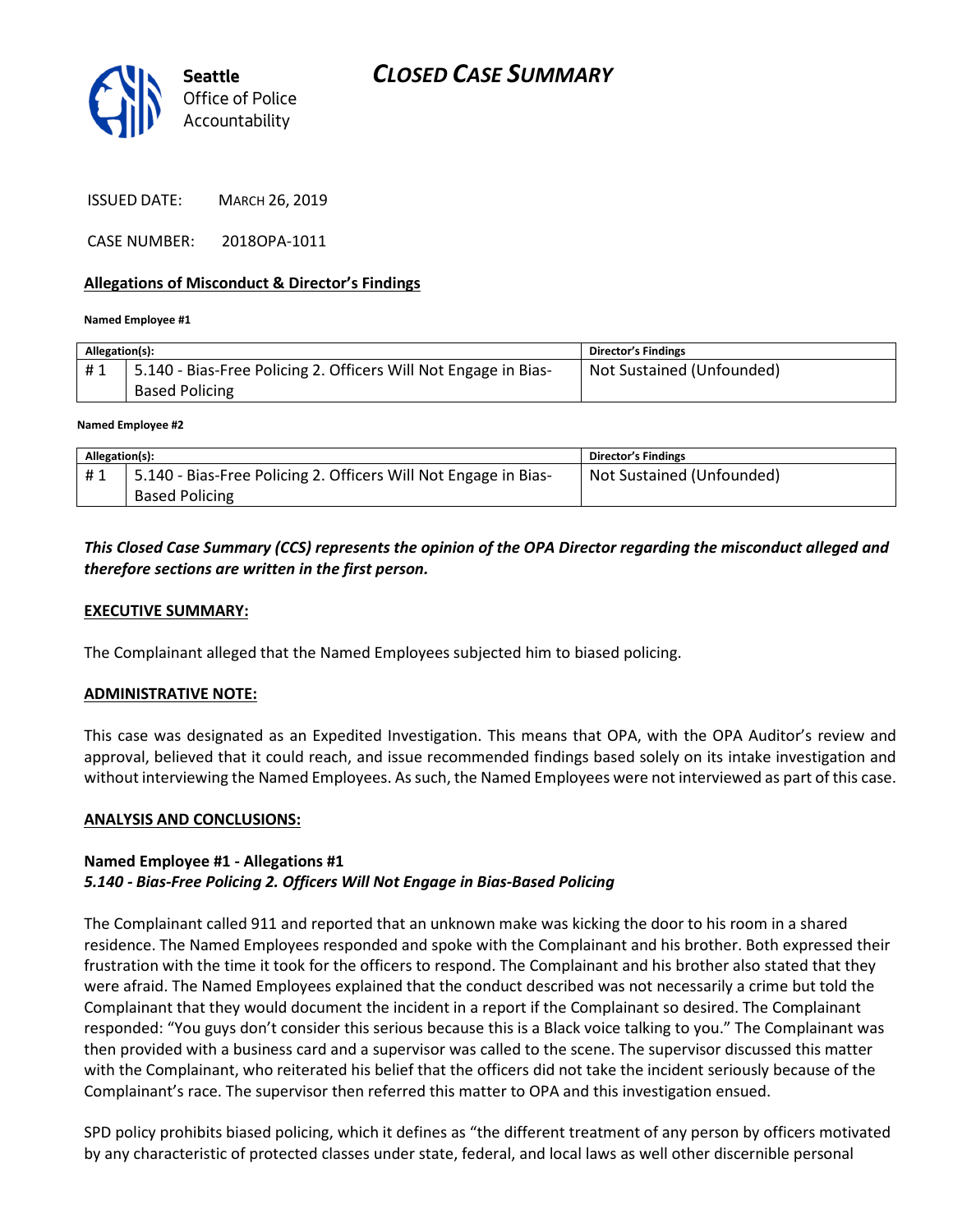# CLOSED CASE SUMMARY

Seattle Office of Police Accountability

ISSUED DATE: MARCH 26, 2019

CASE NUMBER: 2018OPA-1011

## Allegations of Misconduct & Director's Findings

**Named Employee #1**

| Allegation(s): | | Director's Findings |
|---|---|---|
| # 1 | 5.140 - Bias-Free Policing 2. Officers Will Not Engage in Bias-Based Policing | Not Sustained (Unfounded) |

**Named Employee #2**

| Allegation(s): | | Director's Findings |
|---|---|---|
| # 1 | 5.140 - Bias-Free Policing 2. Officers Will Not Engage in Bias-Based Policing | Not Sustained (Unfounded) |

***This Closed Case Summary (CCS) represents the opinion of the OPA Director regarding the misconduct alleged and therefore sections are written in the first person.***

### EXECUTIVE SUMMARY:

The Complainant alleged that the Named Employees subjected him to biased policing.

### ADMINISTRATIVE NOTE:

This case was designated as an Expedited Investigation. This means that OPA, with the OPA Auditor's review and approval, believed that it could reach, and issue recommended findings based solely on its intake investigation and without interviewing the Named Employees. As such, the Named Employees were not interviewed as part of this case.

### ANALYSIS AND CONCLUSIONS:

**Named Employee #1 - Allegations #1**
***5.140 - Bias-Free Policing 2. Officers Will Not Engage in Bias-Based Policing***

The Complainant called 911 and reported that an unknown make was kicking the door to his room in a shared residence. The Named Employees responded and spoke with the Complainant and his brother. Both expressed their frustration with the time it took for the officers to respond. The Complainant and his brother also stated that they were afraid. The Named Employees explained that the conduct described was not necessarily a crime but told the Complainant that they would document the incident in a report if the Complainant so desired. The Complainant responded: "You guys don't consider this serious because this is a Black voice talking to you." The Complainant was then provided with a business card and a supervisor was called to the scene. The supervisor discussed this matter with the Complainant, who reiterated his belief that the officers did not take the incident seriously because of the Complainant's race. The supervisor then referred this matter to OPA and this investigation ensued.

SPD policy prohibits biased policing, which it defines as "the different treatment of any person by officers motivated by any characteristic of protected classes under state, federal, and local laws as well other discernible personal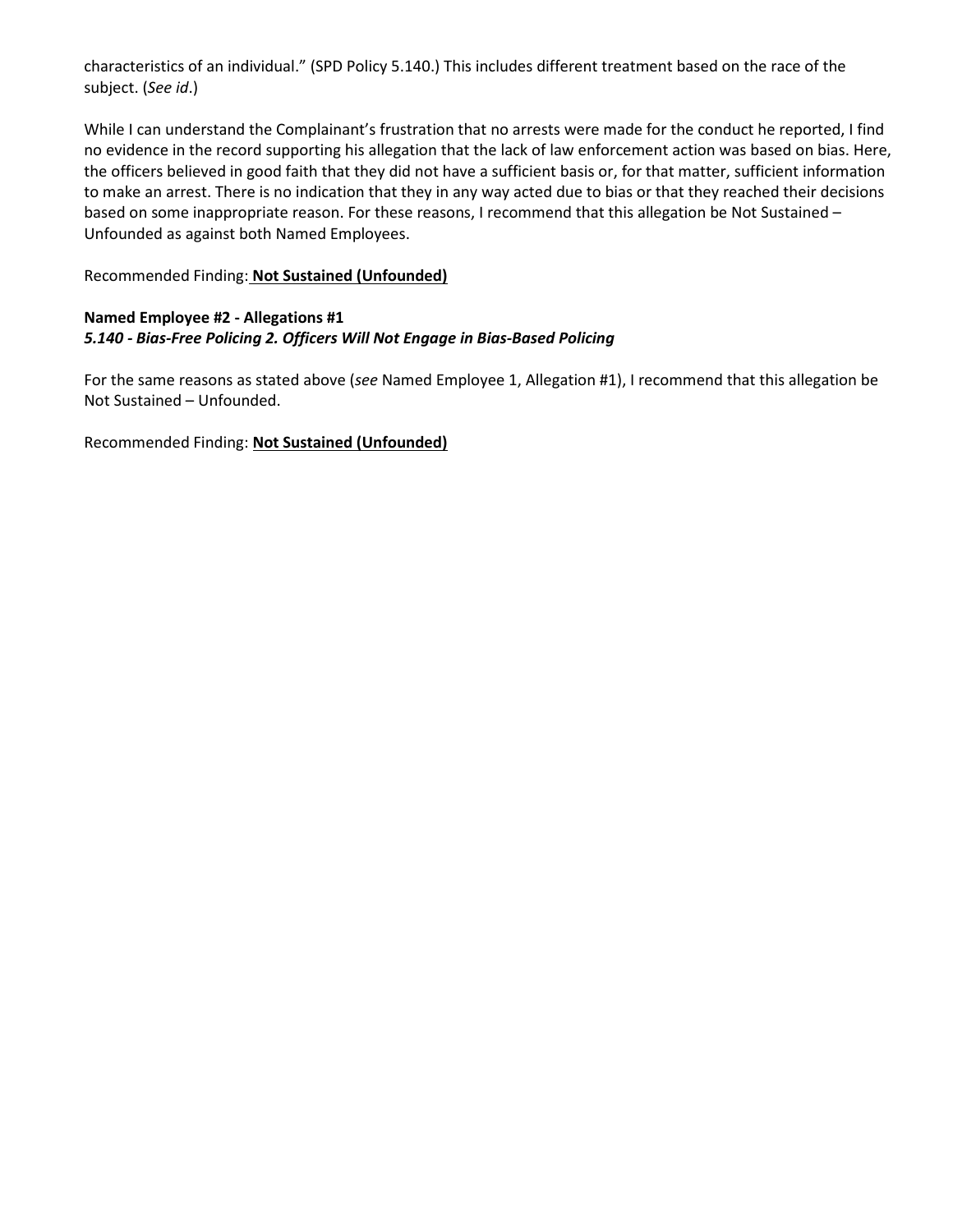characteristics of an individual." (SPD Policy 5.140.) This includes different treatment based on the race of the subject. (*See id*.)

While I can understand the Complainant's frustration that no arrests were made for the conduct he reported, I find no evidence in the record supporting his allegation that the lack of law enforcement action was based on bias. Here, the officers believed in good faith that they did not have a sufficient basis or, for that matter, sufficient information to make an arrest. There is no indication that they in any way acted due to bias or that they reached their decisions based on some inappropriate reason. For these reasons, I recommend that this allegation be Not Sustained – Unfounded as against both Named Employees.

Recommended Finding: **Not Sustained (Unfounded)**

**Named Employee #2 - Allegations #1**
***5.140 - Bias-Free Policing 2. Officers Will Not Engage in Bias-Based Policing***

For the same reasons as stated above (*see* Named Employee 1, Allegation #1), I recommend that this allegation be Not Sustained – Unfounded.

Recommended Finding: **Not Sustained (Unfounded)**